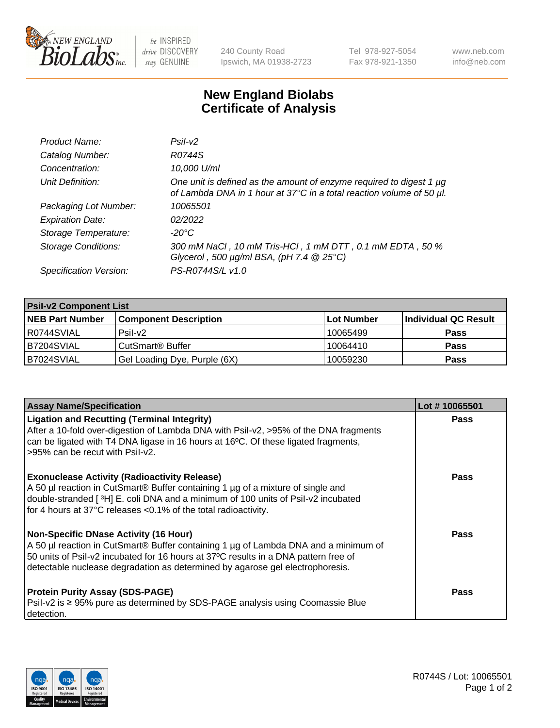# New England Biolabs Certificate of Analysis

| | |
|---|---|
| *Product Name:* | *PsiI-v2* |
| *Catalog Number:* | *R0744S* |
| *Concentration:* | *10,000 U/ml* |
| *Unit Definition:* | *One unit is defined as the amount of enzyme required to digest 1 µg of Lambda DNA in 1 hour at 37°C in a total reaction volume of 50 µl.* |
| *Packaging Lot Number:* | *10065501* |
| *Expiration Date:* | *02/2022* |
| *Storage Temperature:* | *-20°C* |
| *Storage Conditions:* | *300 mM NaCl , 10 mM Tris-HCl , 1 mM DTT , 0.1 mM EDTA , 50 % Glycerol , 500 µg/ml BSA, (pH 7.4 @ 25°C)* |
| *Specification Version:* | *PS-R0744S/L v1.0* |

**PsiI-v2 Component List**

| NEB Part Number | Component Description | Lot Number | Individual QC Result |
|---|---|---|---|
| R0744SVIAL | PsiI-v2 | 10065499 | **Pass** |
| B7204SVIAL | CutSmart® Buffer | 10064410 | **Pass** |
| B7024SVIAL | Gel Loading Dye, Purple (6X) | 10059230 | **Pass** |

| Assay Name/Specification | Lot # 10065501 |
|---|---|
| **Ligation and Recutting (Terminal Integrity)** After a 10-fold over-digestion of Lambda DNA with PsiI-v2, >95% of the DNA fragments can be ligated with T4 DNA ligase in 16 hours at 16ºC. Of these ligated fragments, >95% can be recut with PsiI-v2. | **Pass** |
| **Exonuclease Activity (Radioactivity Release)** A 50 µl reaction in CutSmart® Buffer containing 1 µg of a mixture of single and double-stranded [ $^{3}$H] E. coli DNA and a minimum of 100 units of PsiI-v2 incubated for 4 hours at 37°C releases <0.1% of the total radioactivity. | **Pass** |
| **Non-Specific DNase Activity (16 Hour)** A 50 µl reaction in CutSmart® Buffer containing 1 µg of Lambda DNA and a minimum of 50 units of PsiI-v2 incubated for 16 hours at 37ºC results in a DNA pattern free of detectable nuclease degradation as determined by agarose gel electrophoresis. | **Pass** |
| **Protein Purity Assay (SDS-PAGE)** PsiI-v2 is ≥ 95% pure as determined by SDS-PAGE analysis using Coomassie Blue detection. | **Pass** |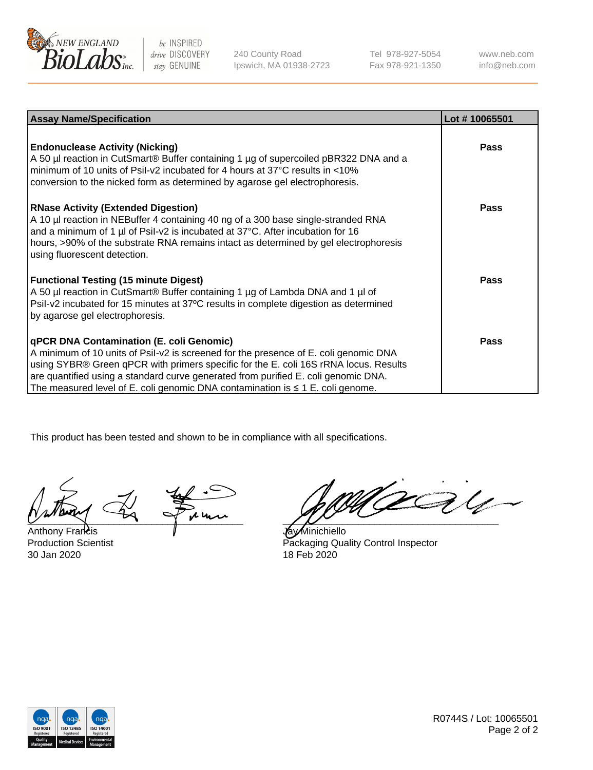NEW ENGLAND BioLabs Inc. | be INSPIRED drive DISCOVERY stay GENUINE | 240 County Road Ipswich, MA 01938-2723 | Tel 978-927-5054 Fax 978-921-1350 | www.neb.com info@neb.com

| Assay Name/Specification | Lot # 10065501 |
|---|---|
| **Endonuclease Activity (Nicking)**<br>A 50 µl reaction in CutSmart® Buffer containing 1 µg of supercoiled pBR322 DNA and a minimum of 10 units of PsiI-v2 incubated for 4 hours at 37°C results in <10% conversion to the nicked form as determined by agarose gel electrophoresis. | **Pass** |
| **RNase Activity (Extended Digestion)**<br>A 10 µl reaction in NEBuffer 4 containing 40 ng of a 300 base single-stranded RNA and a minimum of 1 µl of PsiI-v2 is incubated at 37°C. After incubation for 16 hours, >90% of the substrate RNA remains intact as determined by gel electrophoresis using fluorescent detection. | **Pass** |
| **Functional Testing (15 minute Digest)**<br>A 50 µl reaction in CutSmart® Buffer containing 1 µg of Lambda DNA and 1 µl of PsiI-v2 incubated for 15 minutes at 37ºC results in complete digestion as determined by agarose gel electrophoresis. | **Pass** |
| **qPCR DNA Contamination (E. coli Genomic)**<br>A minimum of 10 units of PsiI-v2 is screened for the presence of E. coli genomic DNA using SYBR® Green qPCR with primers specific for the E. coli 16S rRNA locus. Results are quantified using a standard curve generated from purified E. coli genomic DNA. The measured level of E. coli genomic DNA contamination is ≤ 1 E. coli genome. | **Pass** |

This product has been tested and shown to be in compliance with all specifications.

Anthony Francis
Production Scientist
30 Jan 2020

Jay Minichiello
Packaging Quality Control Inspector
18 Feb 2020

R0744S / Lot: 10065501